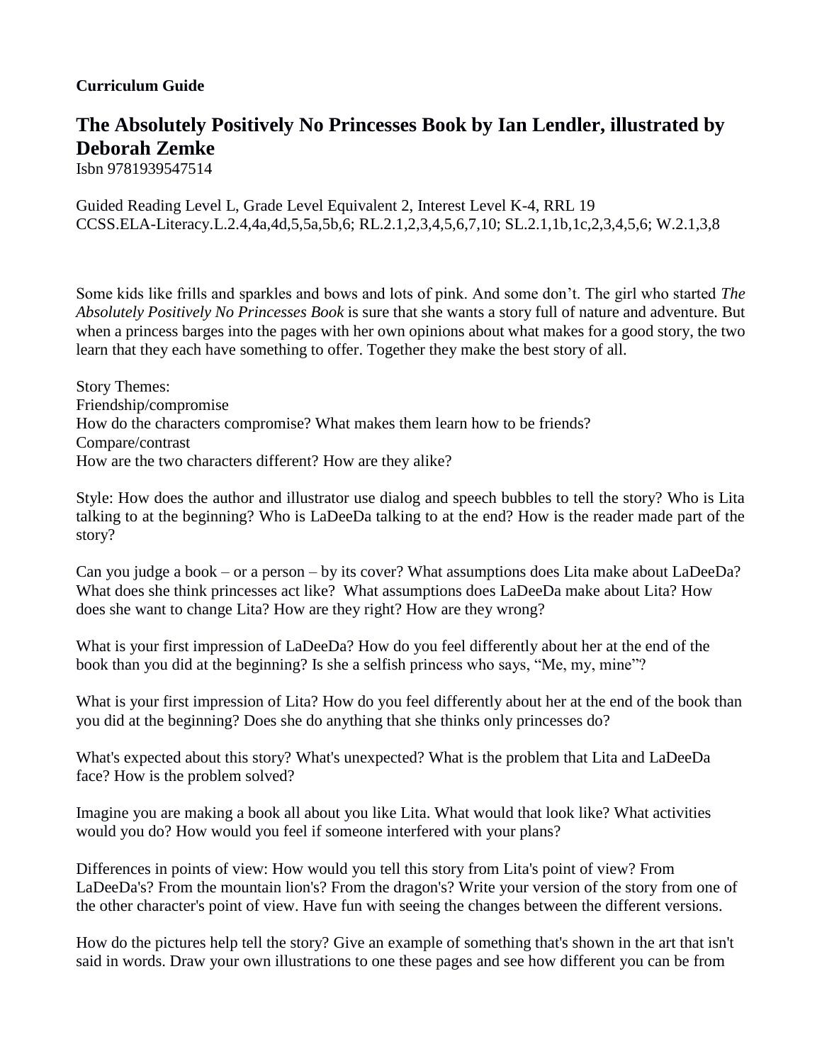**Curriculum Guide**

# The Absolutely Positively No Princesses Book by Ian Lendler, illustrated by Deborah Zemke

Isbn 9781939547514

Guided Reading Level L, Grade Level Equivalent 2, Interest Level K-4, RRL 19
CCSS.ELA-Literacy.L.2.4,4a,4d,5,5a,5b,6; RL.2.1,2,3,4,5,6,7,10; SL.2.1,1b,1c,2,3,4,5,6; W.2.1,3,8

Some kids like frills and sparkles and bows and lots of pink. And some don't. The girl who started *The Absolutely Positively No Princesses Book* is sure that she wants a story full of nature and adventure. But when a princess barges into the pages with her own opinions about what makes for a good story, the two learn that they each have something to offer. Together they make the best story of all.

Story Themes:
Friendship/compromise
How do the characters compromise? What makes them learn how to be friends?
Compare/contrast
How are the two characters different? How are they alike?

Style: How does the author and illustrator use dialog and speech bubbles to tell the story? Who is Lita talking to at the beginning? Who is LaDeeDa talking to at the end? How is the reader made part of the story?

Can you judge a book – or a person – by its cover? What assumptions does Lita make about LaDeeDa? What does she think princesses act like? What assumptions does LaDeeDa make about Lita? How does she want to change Lita? How are they right? How are they wrong?

What is your first impression of LaDeeDa? How do you feel differently about her at the end of the book than you did at the beginning? Is she a selfish princess who says, "Me, my, mine"?

What is your first impression of Lita? How do you feel differently about her at the end of the book than you did at the beginning? Does she do anything that she thinks only princesses do?

What's expected about this story? What's unexpected? What is the problem that Lita and LaDeeDa face? How is the problem solved?

Imagine you are making a book all about you like Lita. What would that look like? What activities would you do? How would you feel if someone interfered with your plans?

Differences in points of view: How would you tell this story from Lita's point of view? From LaDeeDa's? From the mountain lion's? From the dragon's? Write your version of the story from one of the other character's point of view. Have fun with seeing the changes between the different versions.

How do the pictures help tell the story? Give an example of something that's shown in the art that isn't said in words. Draw your own illustrations to one these pages and see how different you can be from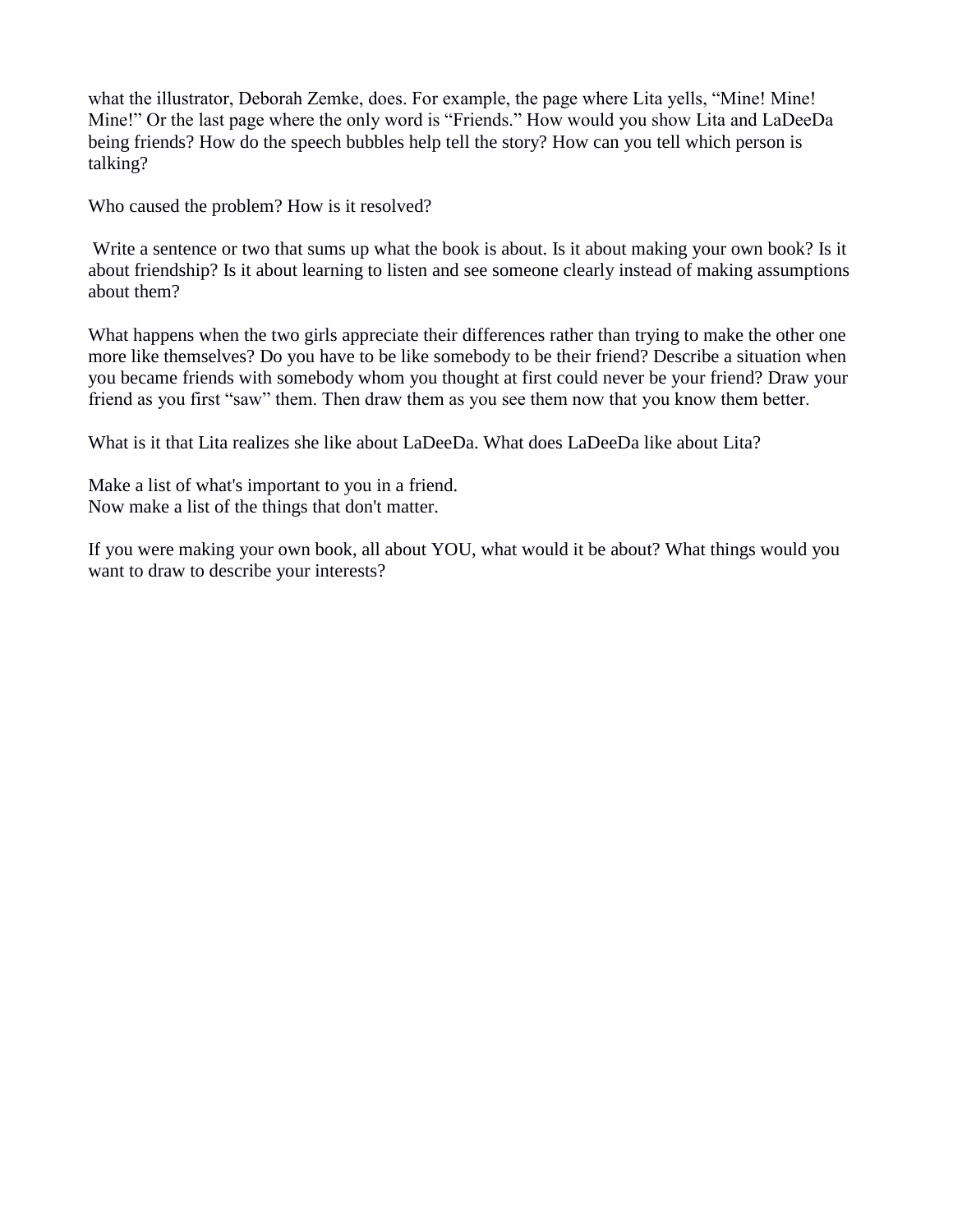what the illustrator, Deborah Zemke, does. For example, the page where Lita yells, “Mine! Mine! Mine!” Or the last page where the only word is “Friends.” How would you show Lita and LaDeeDa being friends? How do the speech bubbles help tell the story? How can you tell which person is talking?

Who caused the problem? How is it resolved?

Write a sentence or two that sums up what the book is about. Is it about making your own book? Is it about friendship? Is it about learning to listen and see someone clearly instead of making assumptions about them?

What happens when the two girls appreciate their differences rather than trying to make the other one more like themselves? Do you have to be like somebody to be their friend? Describe a situation when you became friends with somebody whom you thought at first could never be your friend? Draw your friend as you first “saw” them. Then draw them as you see them now that you know them better.

What is it that Lita realizes she like about LaDeeDa. What does LaDeeDa like about Lita?

Make a list of what's important to you in a friend.
Now make a list of the things that don't matter.

If you were making your own book, all about YOU, what would it be about? What things would you want to draw to describe your interests?